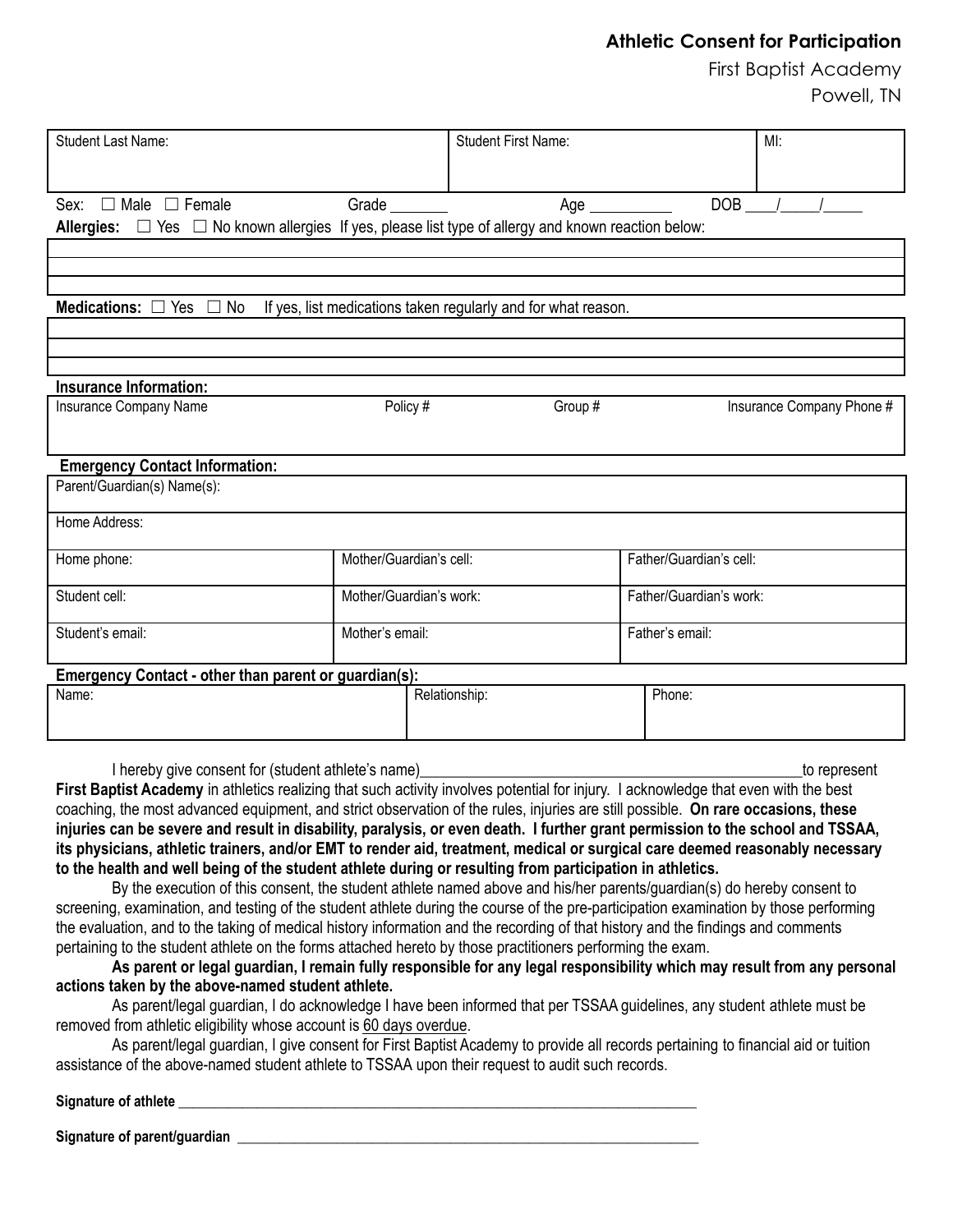# Athletic Consent for Participation

First Baptist Academy
Powell, TN

| Student Last Name: | Student First Name: | MI: |
|---|---|---|
| | | |

Sex: ☐ Male ☐ Female Grade _______ Age __________ DOB ___/____/_____

**Allergies:** ☐ Yes ☐ No known allergies If yes, please list type of allergy and known reaction below:

| |
|---|
| |
| |

**Medications:** ☐ Yes ☐ No If yes, list medications taken regularly and for what reason.

| |
|---|
| |
| |

**Insurance Information:**

| Insurance Company Name | Policy # | Group # | Insurance Company Phone # |
|---|---|---|---|
| | | | |

**Emergency Contact Information:**

| Parent/Guardian(s) Name(s): | | |
|---|---|---|
| Home Address: | | |
| Home phone: | Mother/Guardian's cell: | Father/Guardian's cell: |
| Student cell: | Mother/Guardian's work: | Father/Guardian's work: |
| Student's email: | Mother's email: | Father's email: |

**Emergency Contact - other than parent or guardian(s):**

| Name: | Relationship: | Phone: |
|---|---|---|
| | | |

I hereby give consent for (student athlete's name)________________________________________________to represent **First Baptist Academy** in athletics realizing that such activity involves potential for injury. I acknowledge that even with the best coaching, the most advanced equipment, and strict observation of the rules, injuries are still possible. **On rare occasions, these injuries can be severe and result in disability, paralysis, or even death. I further grant permission to the school and TSSAA, its physicians, athletic trainers, and/or EMT to render aid, treatment, medical or surgical care deemed reasonably necessary to the health and well being of the student athlete during or resulting from participation in athletics.**

By the execution of this consent, the student athlete named above and his/her parents/guardian(s) do hereby consent to screening, examination, and testing of the student athlete during the course of the pre-participation examination by those performing the evaluation, and to the taking of medical history information and the recording of that history and the findings and comments pertaining to the student athlete on the forms attached hereto by those practitioners performing the exam.

**As parent or legal guardian, I remain fully responsible for any legal responsibility which may result from any personal actions taken by the above-named student athlete.**

As parent/legal guardian, I do acknowledge I have been informed that per TSSAA guidelines, any student athlete must be removed from athletic eligibility whose account is 60 days overdue.

As parent/legal guardian, I give consent for First Baptist Academy to provide all records pertaining to financial aid or tuition assistance of the above-named student athlete to TSSAA upon their request to audit such records.

**Signature of athlete** ____________________________________________________________________

**Signature of parent/guardian** ____________________________________________________________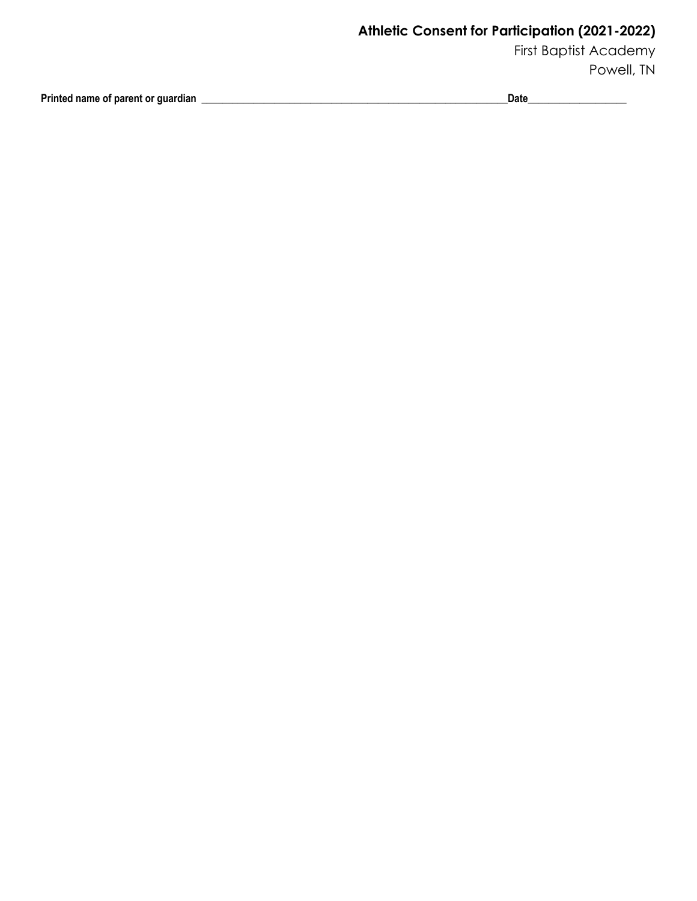**Athletic Consent for Participation (2021-2022)**

First Baptist Academy

Powell, TN

**Printed name of parent or guardian** _____________________________________________________________**Date**___________________